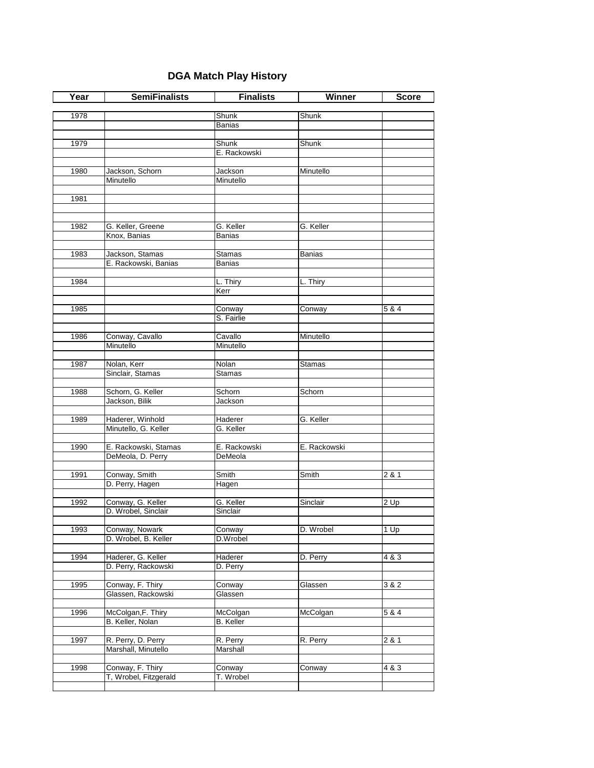# DGA Match Play History

| Year | SemiFinalists | Finalists | Winner | Score |
|---|---|---|---|---|
| 1978 | | Shunk | Shunk | |
| | | Banias | | |
| 1979 | | Shunk | Shunk | |
| | | E. Rackowski | | |
| 1980 | Jackson, Schorn | Jackson | Minutello | |
| | Minutello | Minutello | | |
| 1981 | | | | |
| 1982 | G. Keller, Greene | G. Keller | G. Keller | |
| | Knox, Banias | Banias | | |
| 1983 | Jackson, Stamas | Stamas | Banias | |
| | E. Rackowski, Banias | Banias | | |
| 1984 | | L. Thiry | L. Thiry | |
| | | Kerr | | |
| 1985 | | Conway | Conway | 5 & 4 |
| | | S. Fairlie | | |
| 1986 | Conway, Cavallo | Cavallo | Minutello | |
| | Minutello | Minutello | | |
| 1987 | Nolan, Kerr | Nolan | Stamas | |
| | Sinclair, Stamas | Stamas | | |
| 1988 | Schorn, G. Keller | Schorn | Schorn | |
| | Jackson, Bilik | Jackson | | |
| 1989 | Haderer, Winhold | Haderer | G. Keller | |
| | Minutello, G. Keller | G. Keller | | |
| 1990 | E. Rackowski, Stamas | E. Rackowski | E. Rackowski | |
| | DeMeola, D. Perry | DeMeola | | |
| 1991 | Conway, Smith | Smith | Smith | 2 & 1 |
| | D. Perry, Hagen | Hagen | | |
| 1992 | Conway, G. Keller | G. Keller | Sinclair | 2 Up |
| | D. Wrobel, Sinclair | Sinclair | | |
| 1993 | Conway, Nowark | Conway | D. Wrobel | 1 Up |
| | D. Wrobel, B. Keller | D.Wrobel | | |
| 1994 | Haderer, G. Keller | Haderer | D. Perry | 4 & 3 |
| | D. Perry, Rackowski | D. Perry | | |
| 1995 | Conway, F. Thiry | Conway | Glassen | 3 & 2 |
| | Glassen, Rackowski | Glassen | | |
| 1996 | McColgan,F. Thiry | McColgan | McColgan | 5 & 4 |
| | B. Keller, Nolan | B. Keller | | |
| 1997 | R. Perry, D. Perry | R. Perry | R. Perry | 2 & 1 |
| | Marshall, Minutello | Marshall | | |
| 1998 | Conway, F. Thiry | Conway | Conway | 4 & 3 |
| | T, Wrobel, Fitzgerald | T. Wrobel | | |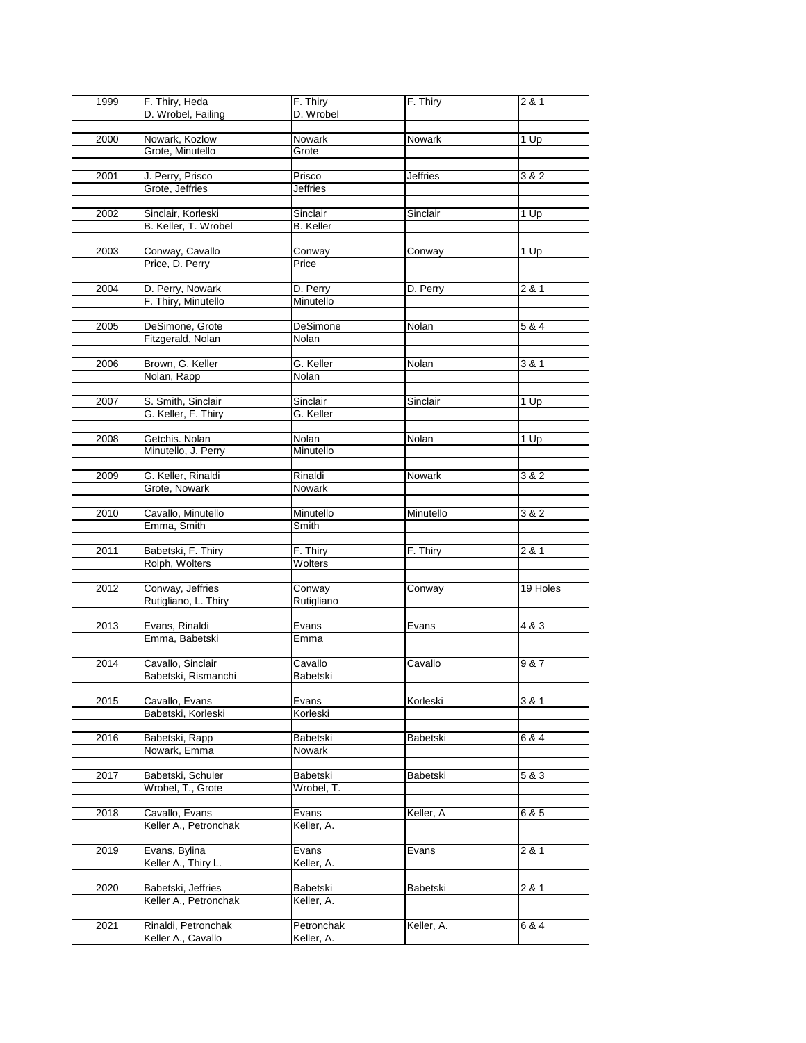| | | | | |
|---|---|---|---|---|
| 1999 | F. Thiry, Heda | F. Thiry | F. Thiry | 2 & 1 |
| | D. Wrobel, Failing | D. Wrobel | | |
| | | | | |
| 2000 | Nowark, Kozlow | Nowark | Nowark | 1 Up |
| | Grote, Minutello | Grote | | |
| | | | | |
| 2001 | J. Perry, Prisco | Prisco | Jeffries | 3 & 2 |
| | Grote, Jeffries | Jeffries | | |
| | | | | |
| 2002 | Sinclair, Korleski | Sinclair | Sinclair | 1 Up |
| | B. Keller, T. Wrobel | B. Keller | | |
| | | | | |
| 2003 | Conway, Cavallo | Conway | Conway | 1 Up |
| | Price, D. Perry | Price | | |
| | | | | |
| 2004 | D. Perry, Nowark | D. Perry | D. Perry | 2 & 1 |
| | F. Thiry, Minutello | Minutello | | |
| | | | | |
| 2005 | DeSimone, Grote | DeSimone | Nolan | 5 & 4 |
| | Fitzgerald, Nolan | Nolan | | |
| | | | | |
| 2006 | Brown, G. Keller | G. Keller | Nolan | 3 & 1 |
| | Nolan, Rapp | Nolan | | |
| | | | | |
| 2007 | S. Smith, Sinclair | Sinclair | Sinclair | 1 Up |
| | G. Keller, F. Thiry | G. Keller | | |
| | | | | |
| 2008 | Getchis. Nolan | Nolan | Nolan | 1 Up |
| | Minutello, J. Perry | Minutello | | |
| | | | | |
| 2009 | G. Keller, Rinaldi | Rinaldi | Nowark | 3 & 2 |
| | Grote, Nowark | Nowark | | |
| | | | | |
| 2010 | Cavallo, Minutello | Minutello | Minutello | 3 & 2 |
| | Emma, Smith | Smith | | |
| | | | | |
| 2011 | Babetski, F. Thiry | F. Thiry | F. Thiry | 2 & 1 |
| | Rolph, Wolters | Wolters | | |
| | | | | |
| 2012 | Conway, Jeffries | Conway | Conway | 19 Holes |
| | Rutigliano, L. Thiry | Rutigliano | | |
| | | | | |
| 2013 | Evans, Rinaldi | Evans | Evans | 4 & 3 |
| | Emma, Babetski | Emma | | |
| | | | | |
| 2014 | Cavallo, Sinclair | Cavallo | Cavallo | 9 & 7 |
| | Babetski, Rismanchi | Babetski | | |
| | | | | |
| 2015 | Cavallo, Evans | Evans | Korleski | 3 & 1 |
| | Babetski, Korleski | Korleski | | |
| | | | | |
| 2016 | Babetski, Rapp | Babetski | Babetski | 6 & 4 |
| | Nowark, Emma | Nowark | | |
| | | | | |
| 2017 | Babetski, Schuler | Babetski | Babetski | 5 & 3 |
| | Wrobel, T., Grote | Wrobel, T. | | |
| | | | | |
| 2018 | Cavallo, Evans | Evans | Keller, A | 6 & 5 |
| | Keller A., Petronchak | Keller, A. | | |
| | | | | |
| 2019 | Evans, Bylina | Evans | Evans | 2 & 1 |
| | Keller A., Thiry L. | Keller, A. | | |
| | | | | |
| 2020 | Babetski, Jeffries | Babetski | Babetski | 2 & 1 |
| | Keller A., Petronchak | Keller, A. | | |
| | | | | |
| 2021 | Rinaldi, Petronchak | Petronchak | Keller, A. | 6 & 4 |
| | Keller A., Cavallo | Keller, A. | | |